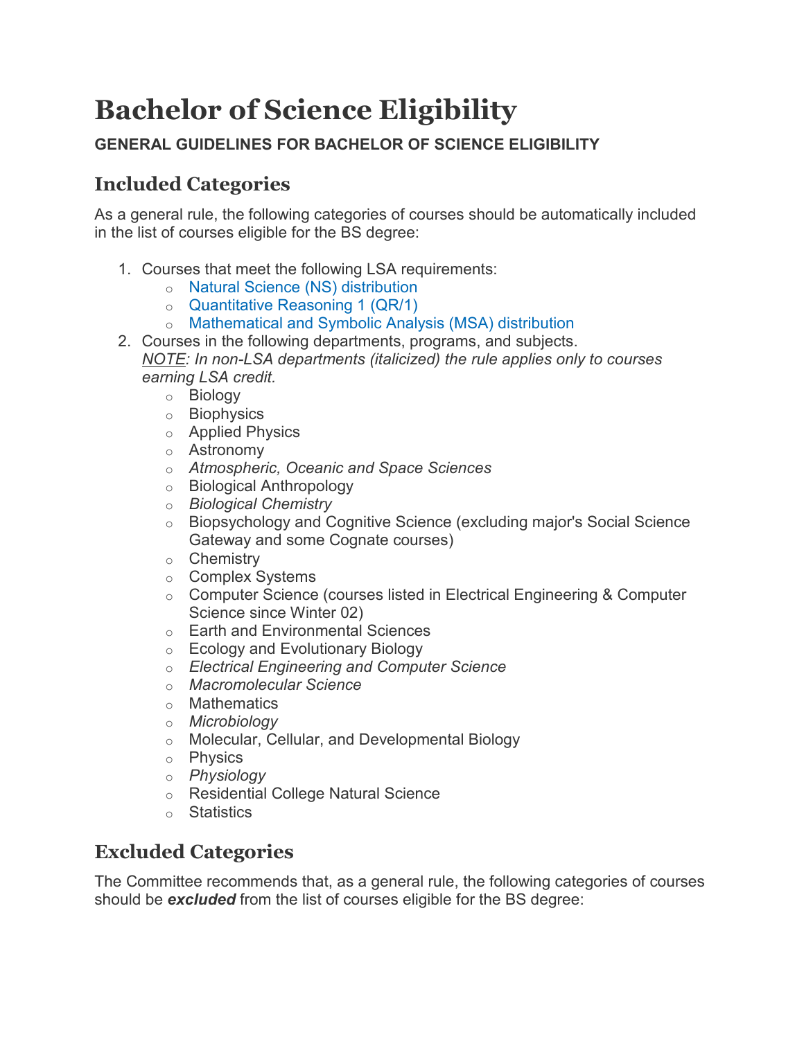# Bachelor of Science Eligibility

**GENERAL GUIDELINES FOR BACHELOR OF SCIENCE ELIGIBILITY**

## Included Categories

As a general rule, the following categories of courses should be automatically included in the list of courses eligible for the BS degree:

1. Courses that meet the following LSA requirements:
   - Natural Science (NS) distribution
   - Quantitative Reasoning 1 (QR/1)
   - Mathematical and Symbolic Analysis (MSA) distribution
2. Courses in the following departments, programs, and subjects.
   *NOTE: In non-LSA departments (italicized) the rule applies only to courses earning LSA credit.*
   - Biology
   - Biophysics
   - Applied Physics
   - Astronomy
   - *Atmospheric, Oceanic and Space Sciences*
   - Biological Anthropology
   - *Biological Chemistry*
   - Biopsychology and Cognitive Science (excluding major's Social Science Gateway and some Cognate courses)
   - Chemistry
   - Complex Systems
   - Computer Science (courses listed in Electrical Engineering & Computer Science since Winter 02)
   - Earth and Environmental Sciences
   - Ecology and Evolutionary Biology
   - *Electrical Engineering and Computer Science*
   - *Macromolecular Science*
   - Mathematics
   - *Microbiology*
   - Molecular, Cellular, and Developmental Biology
   - Physics
   - *Physiology*
   - Residential College Natural Science
   - Statistics

## Excluded Categories

The Committee recommends that, as a general rule, the following categories of courses should be ***excluded*** from the list of courses eligible for the BS degree: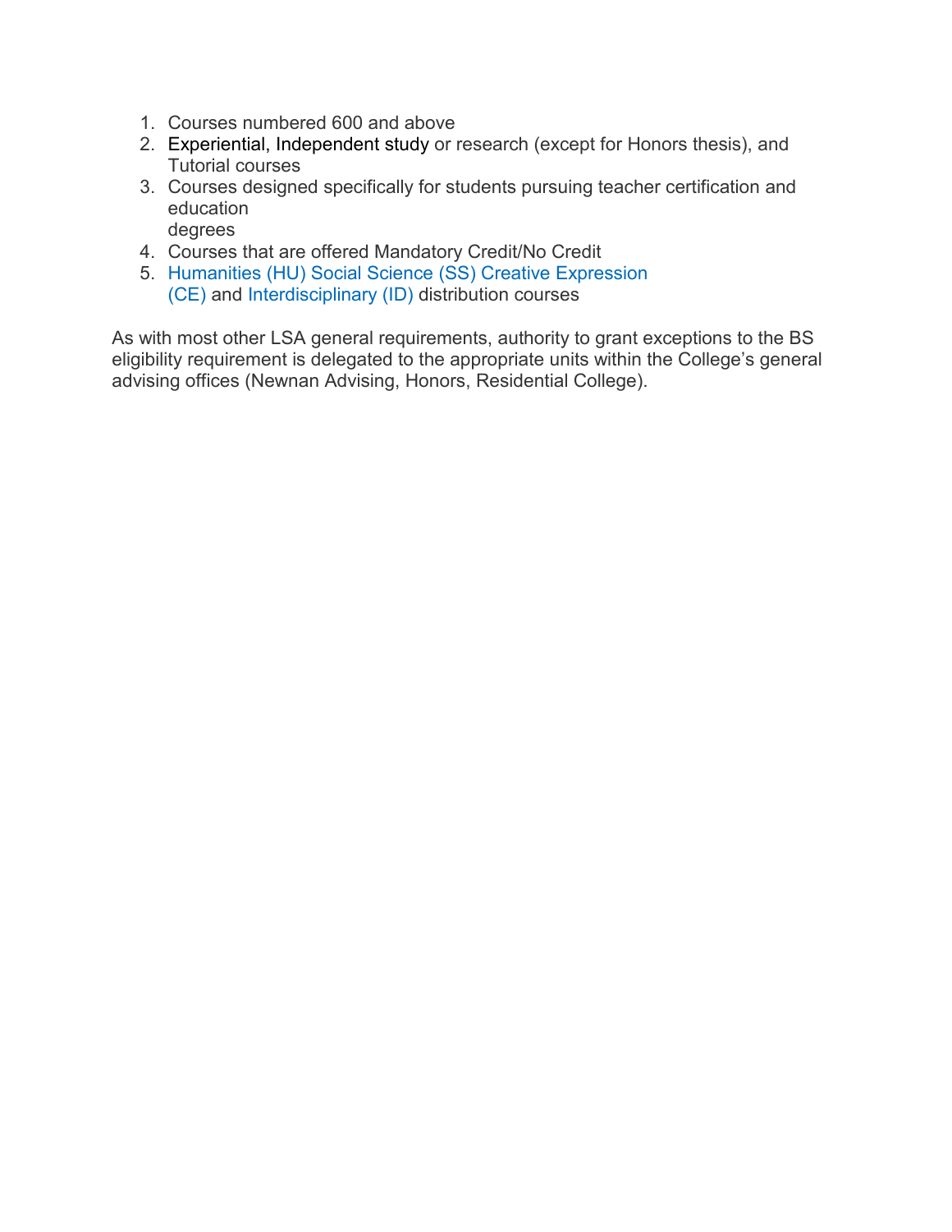1. Courses numbered 600 and above
2. Experiential, Independent study or research (except for Honors thesis), and Tutorial courses
3. Courses designed specifically for students pursuing teacher certification and education degrees
4. Courses that are offered Mandatory Credit/No Credit
5. Humanities (HU) Social Science (SS) Creative Expression (CE) and Interdisciplinary (ID) distribution courses

As with most other LSA general requirements, authority to grant exceptions to the BS eligibility requirement is delegated to the appropriate units within the College's general advising offices (Newnan Advising, Honors, Residential College).